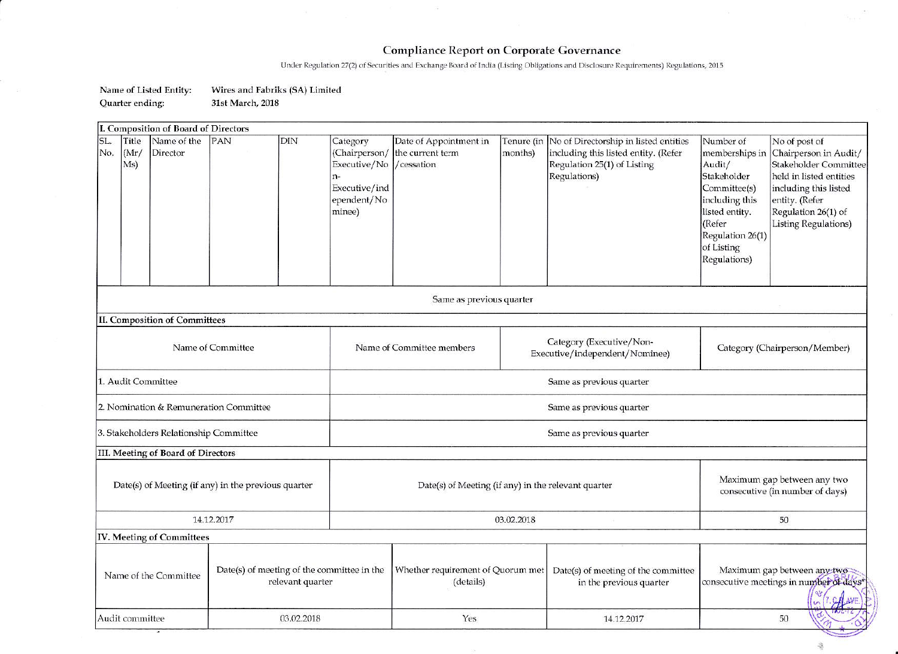# Compliance Report on Corporate Governance

Under Regulation 27(2) of Securities and Exchange Board of India (Listing Obligations and Disclosure Requirements) Regulations, 2015

Name of Listed Entity: Wires and Fabriks (SA) Limited

Quarter ending: 31st March, 2018

**I. Composition of Board of Directors**

| SL. No. | Title (Mr/ Ms) | Name of the Director | PAN | DIN | Category (Chairperson/ Executive/Non-Executive/independent/Nominee) | Date of Appointment in the current term /cessation | Tenure (in months) | No of Directorship in listed entities including this listed entity. (Refer Regulation 25(1) of Listing Regulations) | Number of memberships in Audit/ Stakeholder Committee(s) including this listed entity. (Refer Regulation 26(1) of Listing Regulations) | No of post of Chairperson in Audit/ Stakeholder Committee held in listed entities including this listed entity. (Refer Regulation 26(1) of Listing Regulations) |
|---|---|---|---|---|---|---|---|---|---|---|
| Same as previous quarter | | | | | | | | | | |

**II. Composition of Committees**

| Name of Committee | Name of Committee members | Category (Executive/Non-Executive/independent/Nominee) | Category (Chairperson/Member) |
|---|---|---|---|
| 1. Audit Committee | Same as previous quarter | | |
| 2. Nomination & Remuneration Committee | Same as previous quarter | | |
| 3. Stakeholders Relationship Committee | Same as previous quarter | | |

**III. Meeting of Board of Directors**

| Date(s) of Meeting (if any) in the previous quarter | Date(s) of Meeting (if any) in the relevant quarter | Maximum gap between any two consecutive (in number of days) |
|---|---|---|
| 14.12.2017 | 03.02.2018 | 50 |

**IV. Meeting of Committees**

| Name of the Committee | Date(s) of meeting of the committee in the relevant quarter | Whether requirement of Quorum met (details) | Date(s) of meeting of the committee in the previous quarter | Maximum gap between any two consecutive meetings in number of days* |
|---|---|---|---|---|
| Audit committee | 03.02.2018 | Yes | 14.12.2017 | 50 |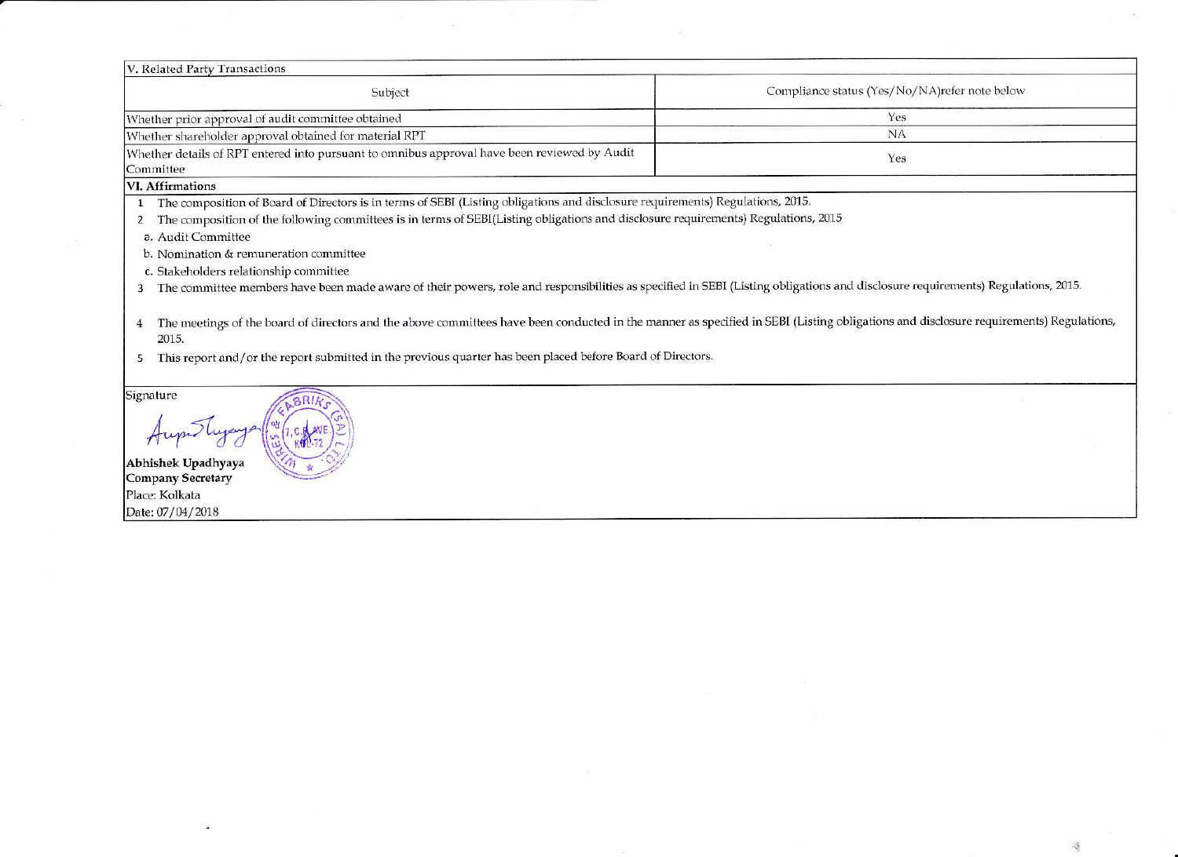| V. Related Party Transactions | |
|---|---|
| Subject | Compliance status (Yes/No/NA)refer note below |
| Whether prior approval of audit committee obtained | Yes |
| Whether shareholder approval obtained for material RPT | NA |
| Whether details of RPT entered into pursuant to omnibus approval have been reviewed by Audit Committee | Yes |

**VI. Affirmations**

1. The composition of Board of Directors is in terms of SEBI (Listing obligations and disclosure requirements) Regulations, 2015.
2. The composition of the following committees is in terms of SEBI(Listing obligations and disclosure requirements) Regulations, 2015
   a. Audit Committee
   b. Nomination & remuneration committee
   c. Stakeholders relationship committee
3. The committee members have been made aware of their powers, role and responsibilities as specified in SEBI (Listing obligations and disclosure requirements) Regulations, 2015.
4. The meetings of the board of directors and the above committees have been conducted in the manner as specified in SEBI (Listing obligations and disclosure requirements) Regulations, 2015.
5. This report and/or the report submitted in the previous quarter has been placed before Board of Directors.

Signature

**Abhishek Upadhyaya**
**Company Secretary**
Place: Kolkata
Date: 07/04/2018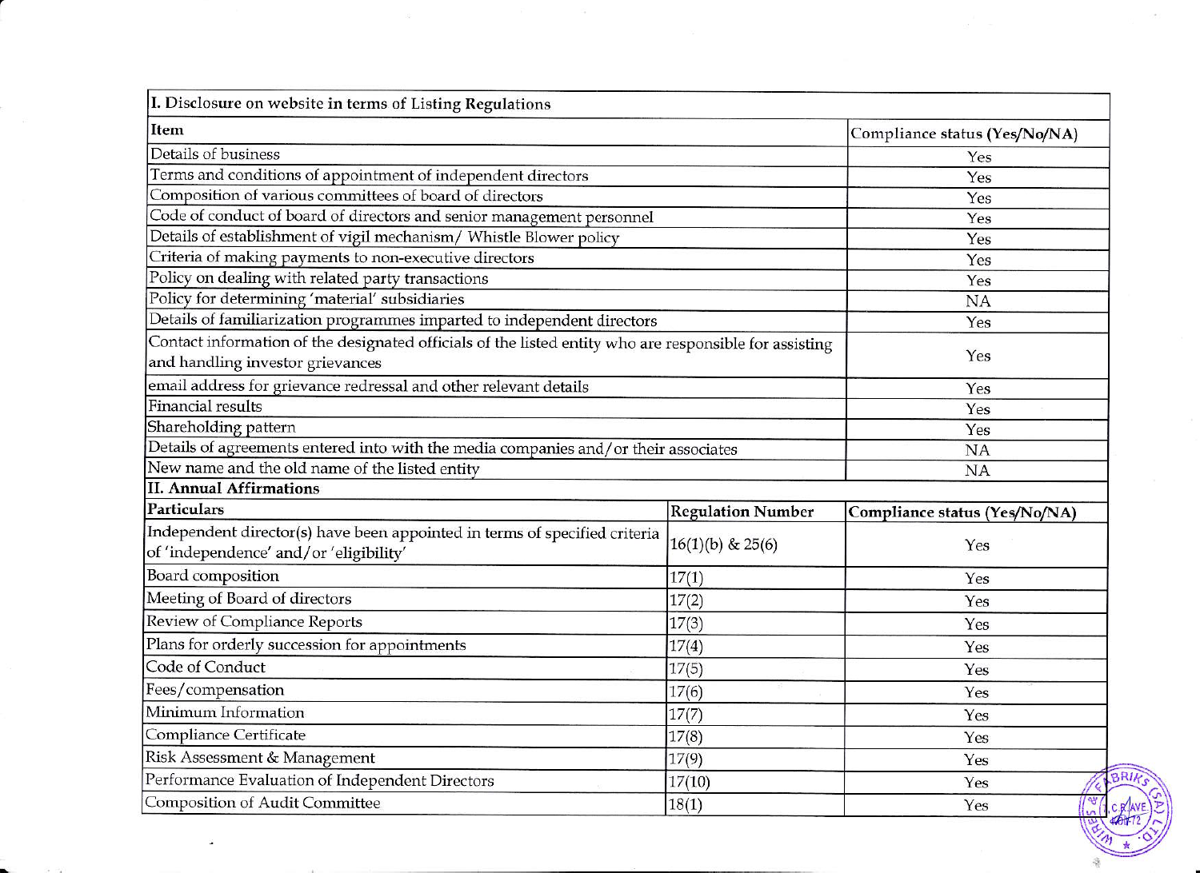| I. Disclosure on website in terms of Listing Regulations | |
|---|---|
| **Item** | **Compliance status (Yes/No/NA)** |
| Details of business | Yes |
| Terms and conditions of appointment of independent directors | Yes |
| Composition of various committees of board of directors | Yes |
| Code of conduct of board of directors and senior management personnel | Yes |
| Details of establishment of vigil mechanism/ Whistle Blower policy | Yes |
| Criteria of making payments to non-executive directors | Yes |
| Policy on dealing with related party transactions | Yes |
| Policy for determining 'material' subsidiaries | NA |
| Details of familiarization programmes imparted to independent directors | Yes |
| Contact information of the designated officials of the listed entity who are responsible for assisting and handling investor grievances | Yes |
| email address for grievance redressal and other relevant details | Yes |
| Financial results | Yes |
| Shareholding pattern | Yes |
| Details of agreements entered into with the media companies and/or their associates | NA |
| New name and the old name of the listed entity | NA |

**II. Annual Affirmations**

| Particulars | Regulation Number | Compliance status (Yes/No/NA) |
|---|---|---|
| Independent director(s) have been appointed in terms of specified criteria of 'independence' and/or 'eligibility' | 16(1)(b) & 25(6) | Yes |
| Board composition | 17(1) | Yes |
| Meeting of Board of directors | 17(2) | Yes |
| Review of Compliance Reports | 17(3) | Yes |
| Plans for orderly succession for appointments | 17(4) | Yes |
| Code of Conduct | 17(5) | Yes |
| Fees/compensation | 17(6) | Yes |
| Minimum Information | 17(7) | Yes |
| Compliance Certificate | 17(8) | Yes |
| Risk Assessment & Management | 17(9) | Yes |
| Performance Evaluation of Independent Directors | 17(10) | Yes |
| Composition of Audit Committee | 18(1) | Yes |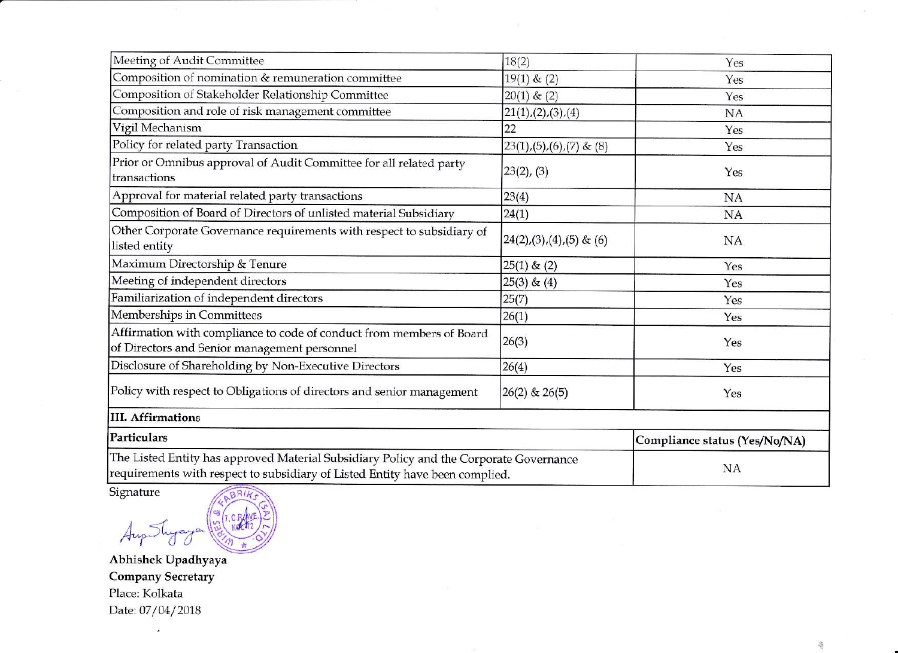| | | |
|---|---|---|
| Meeting of Audit Committee | 18(2) | Yes |
| Composition of nomination & remuneration committee | 19(1) & (2) | Yes |
| Composition of Stakeholder Relationship Committee | 20(1) & (2) | Yes |
| Composition and role of risk management committee | 21(1),(2),(3),(4) | NA |
| Vigil Mechanism | 22 | Yes |
| Policy for related party Transaction | 23(1),(5),(6),(7) & (8) | Yes |
| Prior or Omnibus approval of Audit Committee for all related party transactions | 23(2), (3) | Yes |
| Approval for material related party transactions | 23(4) | NA |
| Composition of Board of Directors of unlisted material Subsidiary | 24(1) | NA |
| Other Corporate Governance requirements with respect to subsidiary of listed entity | 24(2),(3),(4),(5) & (6) | NA |
| Maximum Directorship & Tenure | 25(1) & (2) | Yes |
| Meeting of independent directors | 25(3) & (4) | Yes |
| Familiarization of independent directors | 25(7) | Yes |
| Memberships in Committees | 26(1) | Yes |
| Affirmation with compliance to code of conduct from members of Board of Directors and Senior management personnel | 26(3) | Yes |
| Disclosure of Shareholding by Non-Executive Directors | 26(4) | Yes |
| Policy with respect to Obligations of directors and senior management | 26(2) & 26(5) | Yes |

**III. Affirmations**

| Particulars | Compliance status (Yes/No/NA) |
|---|---|
| The Listed Entity has approved Material Subsidiary Policy and the Corporate Governance requirements with respect to subsidiary of Listed Entity have been complied. | NA |

Signature

**Abhishek Upadhyaya**
**Company Secretary**
Place: Kolkata
Date: 07/04/2018